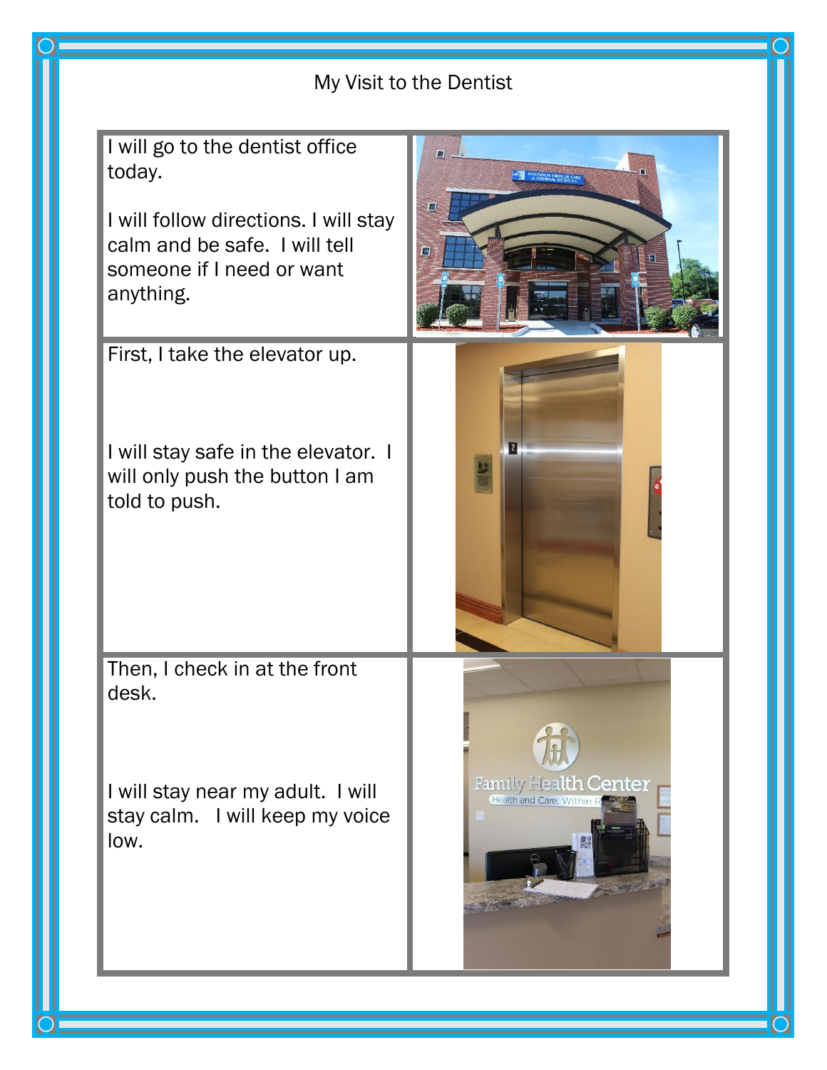# My Visit to the Dentist

I will go to the dentist office today.

I will follow directions. I will stay calm and be safe. I will tell someone if I need or want anything.

First, I take the elevator up.

I will stay safe in the elevator. I will only push the button I am told to push.

Then, I check in at the front desk.

I will stay near my adult. I will stay calm. I will keep my voice low.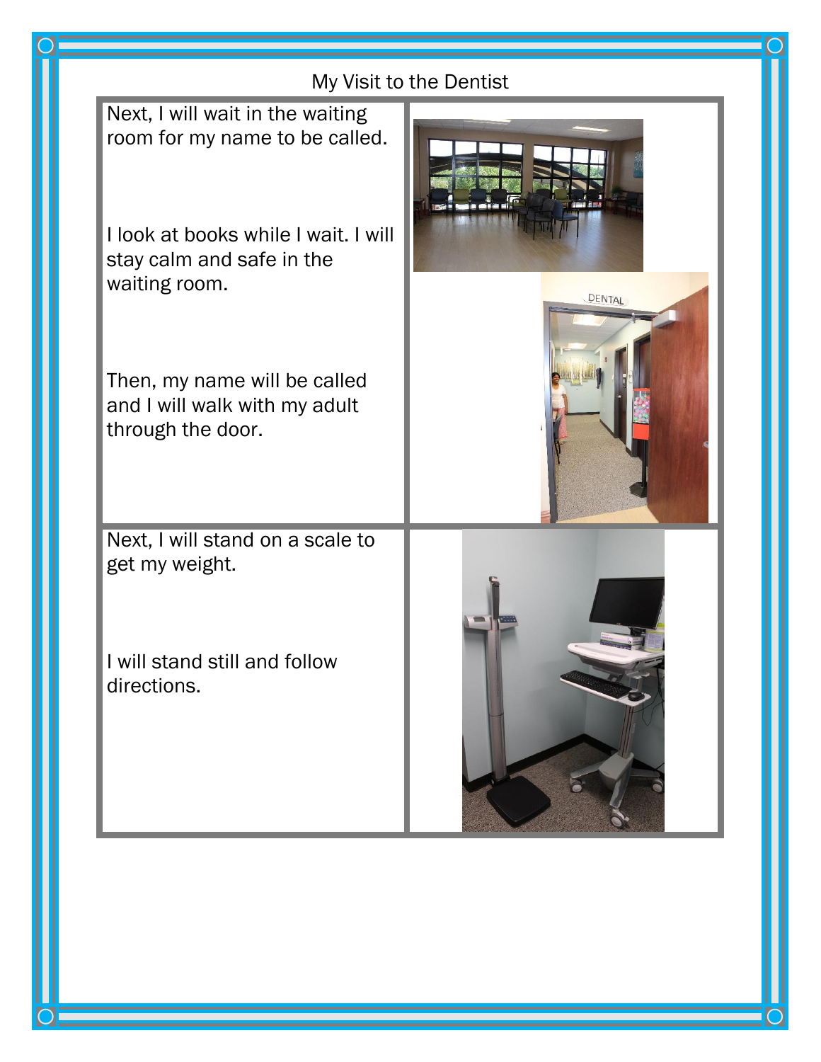My Visit to the Dentist

Next, I will wait in the waiting room for my name to be called.

I look at books while I wait. I will stay calm and safe in the waiting room.

Then, my name will be called and I will walk with my adult through the door.

Next, I will stand on a scale to get my weight.

I will stand still and follow directions.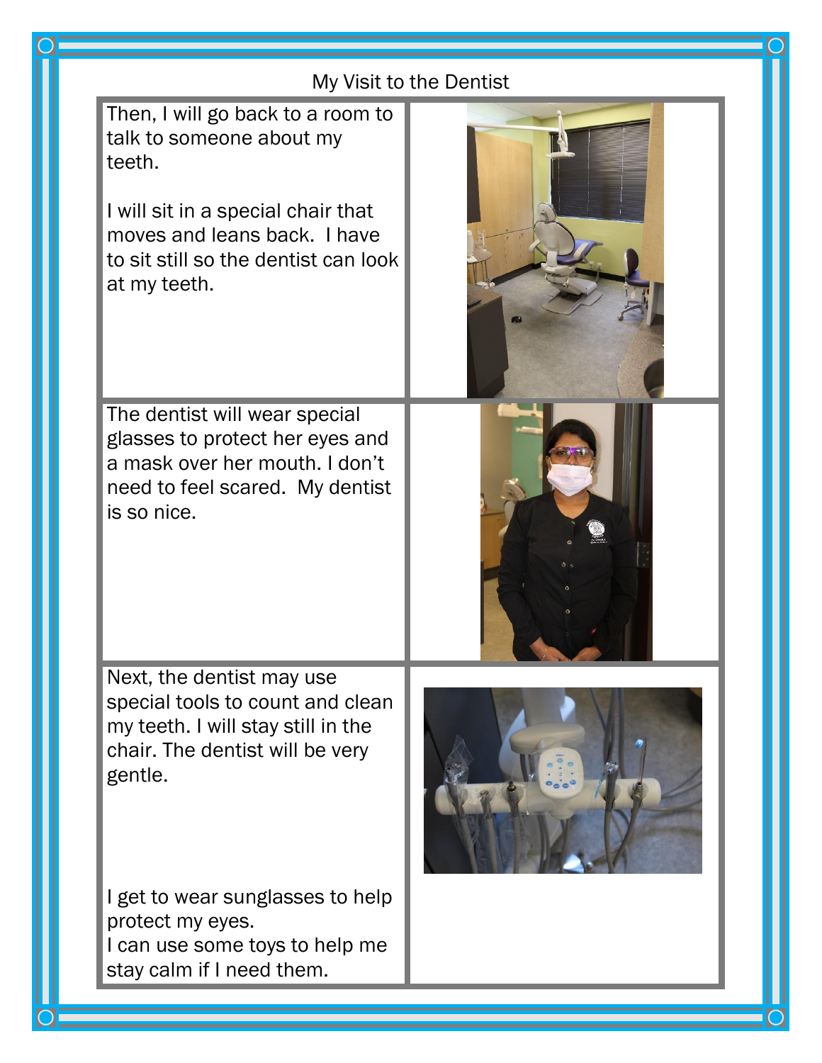My Visit to the Dentist

Then, I will go back to a room to talk to someone about my teeth.

I will sit in a special chair that moves and leans back. I have to sit still so the dentist can look at my teeth.

The dentist will wear special glasses to protect her eyes and a mask over her mouth. I don't need to feel scared. My dentist is so nice.

Next, the dentist may use special tools to count and clean my teeth. I will stay still in the chair. The dentist will be very gentle.

I get to wear sunglasses to help protect my eyes.
I can use some toys to help me stay calm if I need them.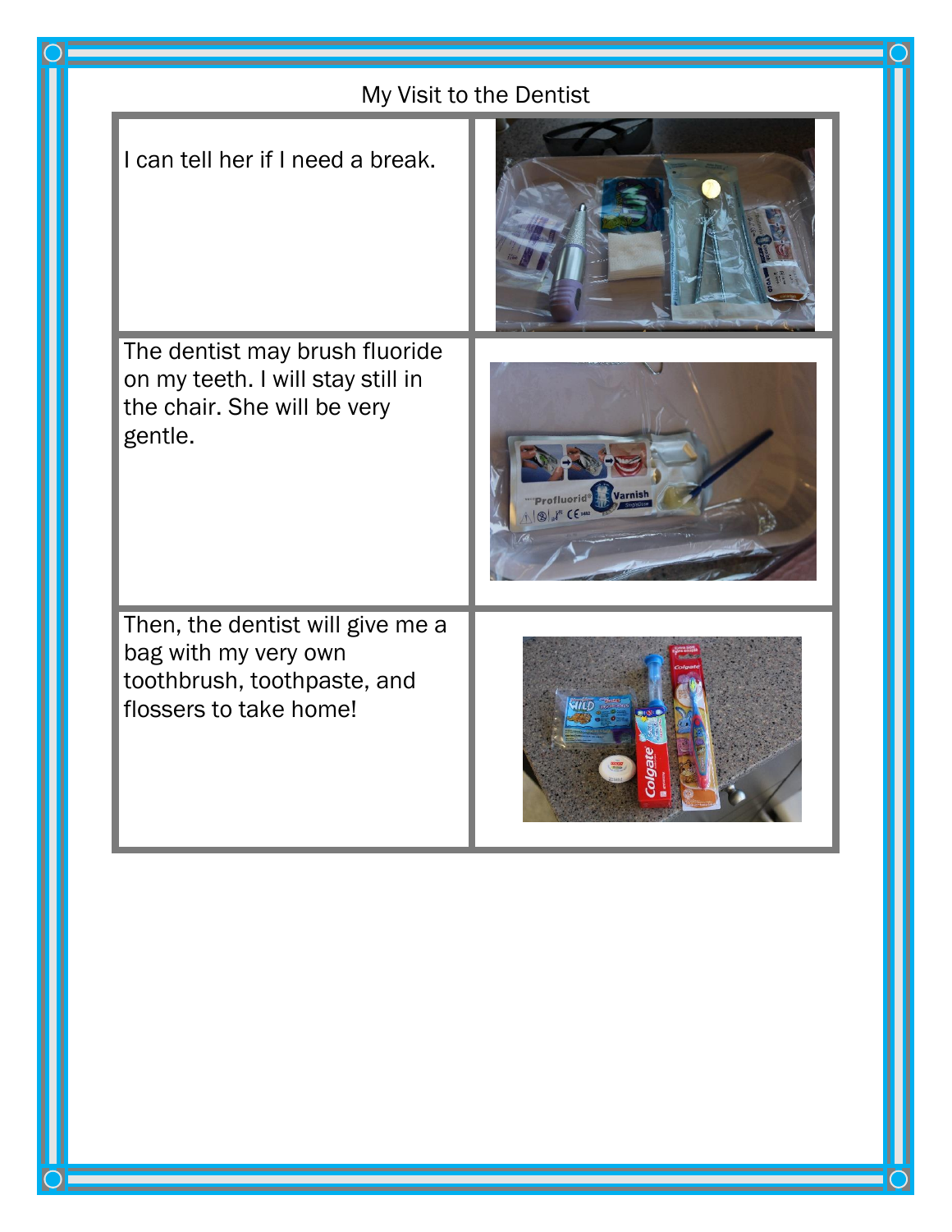My Visit to the Dentist

| | |
|---|---|
| I can tell her if I need a break. | |
| The dentist may brush fluoride on my teeth. I will stay still in the chair. She will be very gentle. | |
| Then, the dentist will give me a bag with my very own toothbrush, toothpaste, and flossers to take home! | |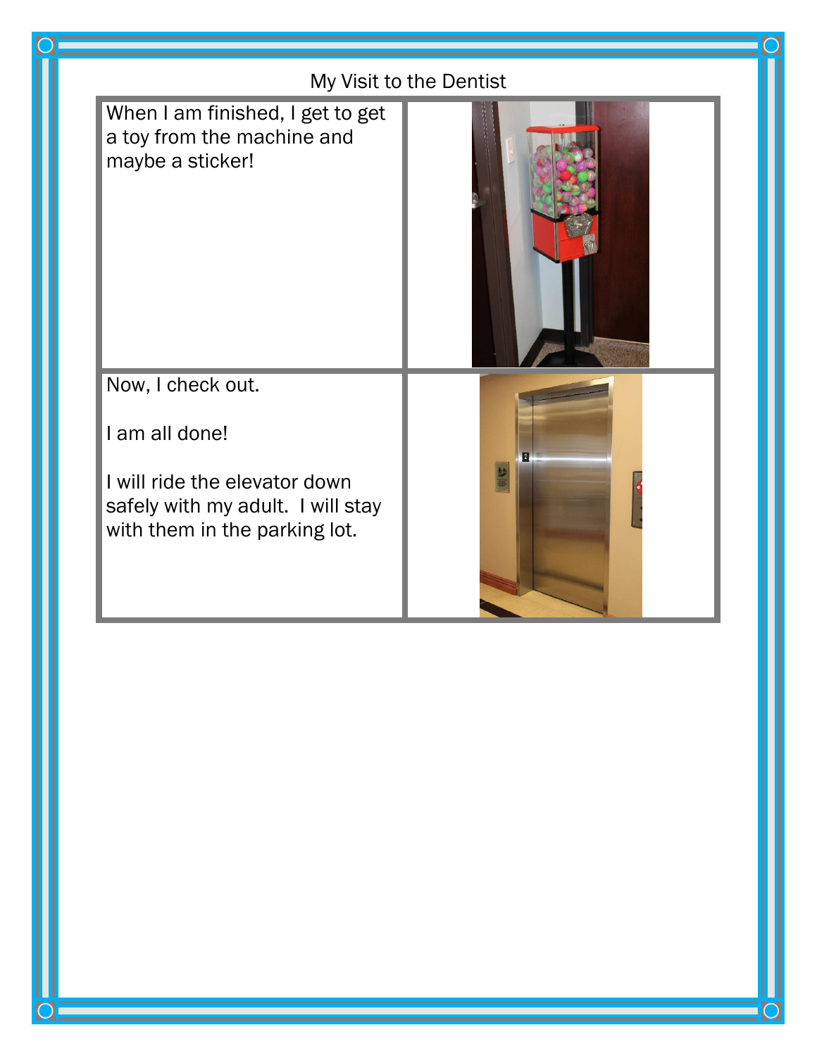My Visit to the Dentist

| | |
|---|---|
| When I am finished, I get to get a toy from the machine and maybe a sticker! | |
| Now, I check out.<br><br>I am all done!<br><br>I will ride the elevator down safely with my adult. I will stay with them in the parking lot. | |